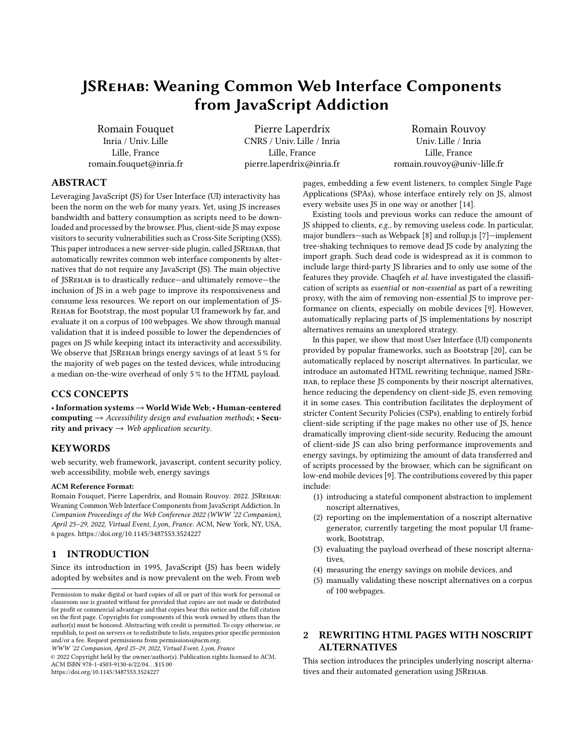# JSRehab: Weaning Common Web Interface Components from JavaScript Addiction

Romain Fouquet
Inria / Univ. Lille
Lille, France
romain.fouquet@inria.fr

Pierre Laperdrix
CNRS / Univ. Lille / Inria
Lille, France
pierre.laperdrix@inria.fr

Romain Rouvoy
Univ. Lille / Inria
Lille, France
romain.rouvoy@univ-lille.fr

## ABSTRACT

Leveraging JavaScript (JS) for User Interface (UI) interactivity has been the norm on the web for many years. Yet, using JS increases bandwidth and battery consumption as scripts need to be downloaded and processed by the browser. Plus, client-side JS may expose visitors to security vulnerabilities such as Cross-Site Scripting (XSS). This paper introduces a new server-side plugin, called JSRehab, that automatically rewrites common web interface components by alternatives that do not require any JavaScript (JS). The main objective of JSRehab is to drastically reduce—and ultimately remove—the inclusion of JS in a web page to improve its responsiveness and consume less resources. We report on our implementation of JSRehab for Bootstrap, the most popular UI framework by far, and evaluate it on a corpus of 100 webpages. We show through manual validation that it is indeed possible to lower the dependencies of pages on JS while keeping intact its interactivity and accessibility. We observe that JSRehab brings energy savings of at least 5 % for the majority of web pages on the tested devices, while introducing a median on-the-wire overhead of only 5 % to the HTML payload.

## CCS CONCEPTS

• **Information systems → World Wide Web**; • **Human-centered computing** → *Accessibility design and evaluation methods*; • **Security and privacy** → *Web application security*.

## KEYWORDS

web security, web framework, javascript, content security policy, web accessibility, mobile web, energy savings

**ACM Reference Format:**
Romain Fouquet, Pierre Laperdrix, and Romain Rouvoy. 2022. JSRehab: Weaning Common Web Interface Components from JavaScript Addiction. In *Companion Proceedings of the Web Conference 2022 (WWW '22 Companion), April 25–29, 2022, Virtual Event, Lyon, France.* ACM, New York, NY, USA, 6 pages. https://doi.org/10.1145/3487553.3524227

## 1 INTRODUCTION

Since its introduction in 1995, JavaScript (JS) has been widely adopted by websites and is now prevalent on the web. From web pages, embedding a few event listeners, to complex Single Page Applications (SPAs), whose interface entirely rely on JS, almost every website uses JS in one way or another [14].

Existing tools and previous works can reduce the amount of JS shipped to clients, *e.g.*, by removing useless code. In particular, major bundlers—such as Webpack [8] and rollup.js [7]—implement tree-shaking techniques to remove dead JS code by analyzing the import graph. Such dead code is widespread as it is common to include large third-party JS libraries and to only use some of the features they provide. Chaqfeh *et al.* have investigated the classification of scripts as *essential* or *non-essential* as part of a rewriting proxy, with the aim of removing non-essential JS to improve performance on clients, especially on mobile devices [9]. However, automatically replacing parts of JS implementations by noscript alternatives remains an unexplored strategy.

In this paper, we show that most User Interface (UI) components provided by popular frameworks, such as Bootstrap [20], can be automatically replaced by noscript alternatives. In particular, we introduce an automated HTML rewriting technique, named JSRehab, to replace these JS components by their noscript alternatives, hence reducing the dependency on client-side JS, even removing it in some cases. This contribution facilitates the deployment of stricter Content Security Policies (CSPs), enabling to entirely forbid client-side scripting if the page makes no other use of JS, hence dramatically improving client-side security. Reducing the amount of client-side JS can also bring performance improvements and energy savings, by optimizing the amount of data transferred and of scripts processed by the browser, which can be significant on low-end mobile devices [9]. The contributions covered by this paper include:

1. introducing a stateful component abstraction to implement noscript alternatives,
2. reporting on the implementation of a noscript alternative generator, currently targeting the most popular UI framework, Bootstrap,
3. evaluating the payload overhead of these noscript alternatives,
4. measuring the energy savings on mobile devices, and
5. manually validating these noscript alternatives on a corpus of 100 webpages.

## 2 REWRITING HTML PAGES WITH NOSCRIPT ALTERNATIVES

This section introduces the principles underlying noscript alternatives and their automated generation using JSRehab.

Permission to make digital or hard copies of all or part of this work for personal or classroom use is granted without fee provided that copies are not made or distributed for profit or commercial advantage and that copies bear this notice and the full citation on the first page. Copyrights for components of this work owned by others than the author(s) must be honored. Abstracting with credit is permitted. To copy otherwise, or republish, to post on servers or to redistribute to lists, requires prior specific permission and/or a fee. Request permissions from permissions@acm.org.
*WWW '22 Companion, April 25–29, 2022, Virtual Event, Lyon, France*
© 2022 Copyright held by the owner/author(s). Publication rights licensed to ACM.
ACM ISBN 978-1-4503-9130-6/22/04…$15.00
https://doi.org/10.1145/3487553.3524227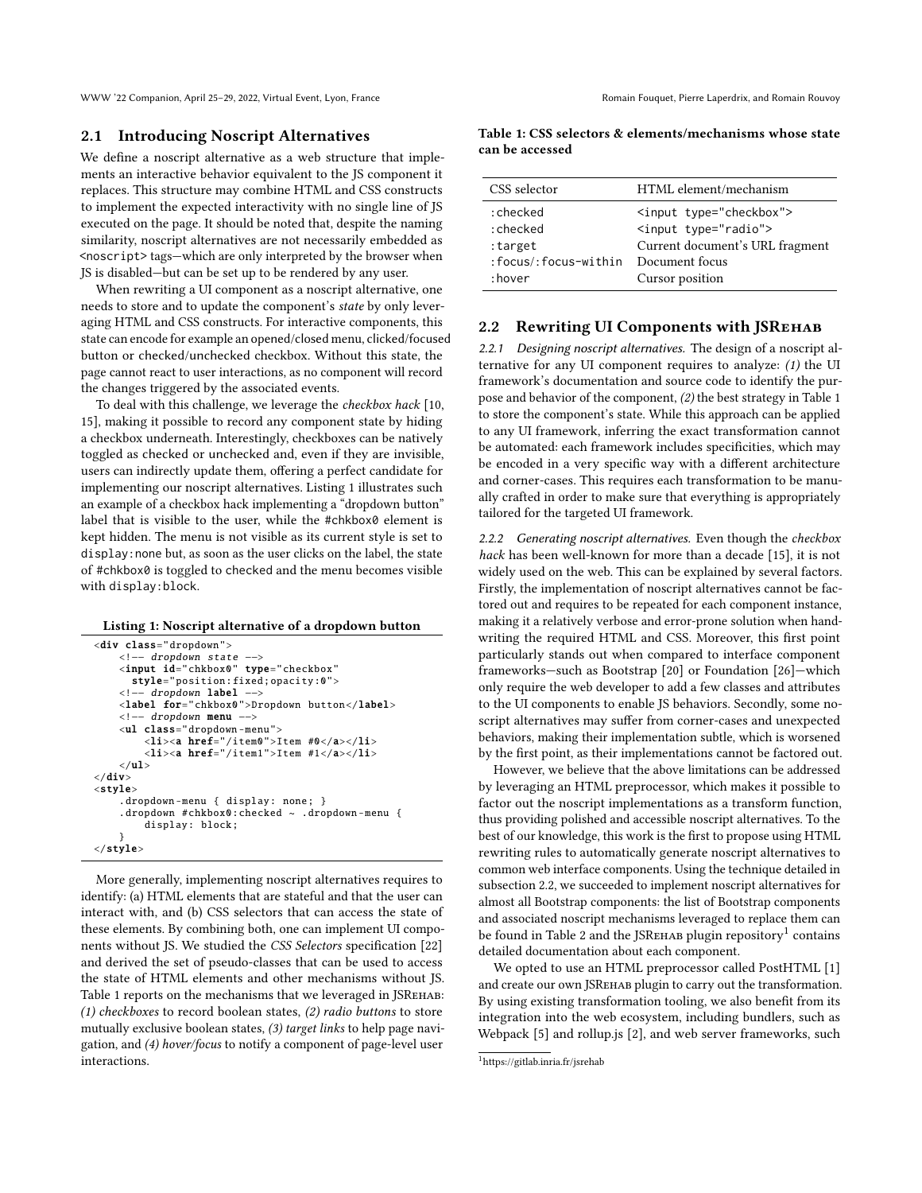## 2.1 Introducing Noscript Alternatives

We define a noscript alternative as a web structure that implements an interactive behavior equivalent to the JS component it replaces. This structure may combine HTML and CSS constructs to implement the expected interactivity with no single line of JS executed on the page. It should be noted that, despite the naming similarity, noscript alternatives are not necessarily embedded as `<noscript>` tags—which are only interpreted by the browser when JS is disabled—but can be set up to be rendered by any user.

When rewriting a UI component as a noscript alternative, one needs to store and to update the component's *state* by only leveraging HTML and CSS constructs. For interactive components, this state can encode for example an opened/closed menu, clicked/focused button or checked/unchecked checkbox. Without this state, the page cannot react to user interactions, as no component will record the changes triggered by the associated events.

To deal with this challenge, we leverage the *checkbox hack* [10, 15], making it possible to record any component state by hiding a checkbox underneath. Interestingly, checkboxes can be natively toggled as checked or unchecked and, even if they are invisible, users can indirectly update them, offering a perfect candidate for implementing our noscript alternatives. Listing 1 illustrates such an example of a checkbox hack implementing a "dropdown button" label that is visible to the user, while the `#chkbox0` element is kept hidden. The menu is not visible as its current style is set to `display:none` but, as soon as the user clicks on the label, the state of `#chkbox0` is toggled to `checked` and the menu becomes visible with `display:block`.

**Listing 1: Noscript alternative of a dropdown button**

```
<div class="dropdown">
    <!-- dropdown state -->
    <input id="chkbox0" type="checkbox"
      style="position:fixed;opacity:0">
    <!-- dropdown label -->
    <label for="chkbox0">Dropdown button</label>
    <!-- dropdown menu -->
    <ul class="dropdown-menu">
        <li><a href="/item0">Item #0</a></li>
        <li><a href="/item1">Item #1</a></li>
    </ul>
</div>
<style>
    .dropdown-menu { display: none; }
    .dropdown #chkbox0:checked ~ .dropdown-menu {
        display: block;
    }
</style>
```

More generally, implementing noscript alternatives requires to identify: (a) HTML elements that are stateful and that the user can interact with, and (b) CSS selectors that can access the state of these elements. By combining both, one can implement UI components without JS. We studied the *CSS Selectors* specification [22] and derived the set of pseudo-classes that can be used to access the state of HTML elements and other mechanisms without JS. Table 1 reports on the mechanisms that we leveraged in JSRehab: *(1) checkboxes* to record boolean states, *(2) radio buttons* to store mutually exclusive boolean states, *(3) target links* to help page navigation, and *(4) hover/focus* to notify a component of page-level user interactions.

**Table 1: CSS selectors & elements/mechanisms whose state can be accessed**

| CSS selector | HTML element/mechanism |
|---|---|
| `:checked` | `<input type="checkbox">` |
| `:checked` | `<input type="radio">` |
| `:target` | Current document's URL fragment |
| `:focus/:focus-within` | Document focus |
| `:hover` | Cursor position |

## 2.2 Rewriting UI Components with JSRehab

*2.2.1 Designing noscript alternatives.* The design of a noscript alternative for any UI component requires to analyze: *(1)* the UI framework's documentation and source code to identify the purpose and behavior of the component, *(2)* the best strategy in Table 1 to store the component's state. While this approach can be applied to any UI framework, inferring the exact transformation cannot be automated: each framework includes specificities, which may be encoded in a very specific way with a different architecture and corner-cases. This requires each transformation to be manually crafted in order to make sure that everything is appropriately tailored for the targeted UI framework.

*2.2.2 Generating noscript alternatives.* Even though the *checkbox hack* has been well-known for more than a decade [15], it is not widely used on the web. This can be explained by several factors. Firstly, the implementation of noscript alternatives cannot be factored out and requires to be repeated for each component instance, making it a relatively verbose and error-prone solution when handwriting the required HTML and CSS. Moreover, this first point particularly stands out when compared to interface component frameworks—such as Bootstrap [20] or Foundation [26]—which only require the web developer to add a few classes and attributes to the UI components to enable JS behaviors. Secondly, some noscript alternatives may suffer from corner-cases and unexpected behaviors, making their implementation subtle, which is worsened by the first point, as their implementations cannot be factored out.

However, we believe that the above limitations can be addressed by leveraging an HTML preprocessor, which makes it possible to factor out the noscript implementations as a transform function, thus providing polished and accessible noscript alternatives. To the best of our knowledge, this work is the first to propose using HTML rewriting rules to automatically generate noscript alternatives to common web interface components. Using the technique detailed in subsection 2.2, we succeeded to implement noscript alternatives for almost all Bootstrap components: the list of Bootstrap components and associated noscript mechanisms leveraged to replace them can be found in Table 2 and the JSRehab plugin repository[1] contains detailed documentation about each component.

We opted to use an HTML preprocessor called PostHTML [1] and create our own JSRehab plugin to carry out the transformation. By using existing transformation tooling, we also benefit from its integration into the web ecosystem, including bundlers, such as Webpack [5] and rollup.js [2], and web server frameworks, such

[1] https://gitlab.inria.fr/jsrehab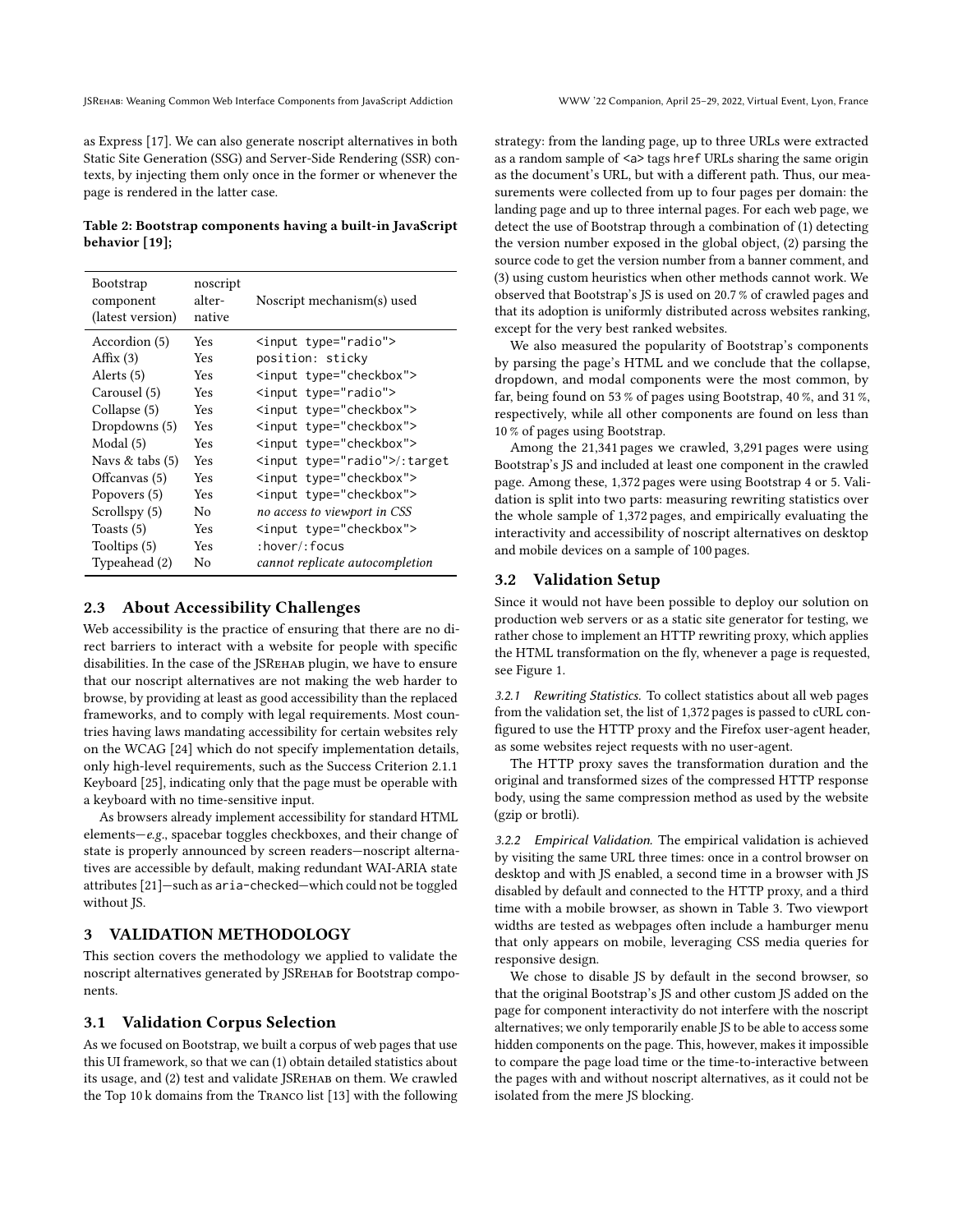as Express [17]. We can also generate noscript alternatives in both Static Site Generation (SSG) and Server-Side Rendering (SSR) contexts, by injecting them only once in the former or whenever the page is rendered in the latter case.

**Table 2: Bootstrap components having a built-in JavaScript behavior [19];**

| Bootstrap component (latest version) | noscript alternative | Noscript mechanism(s) used |
|---|---|---|
| Accordion (5) | Yes | `<input type="radio">` |
| Affix (3) | Yes | `position: sticky` |
| Alerts (5) | Yes | `<input type="checkbox">` |
| Carousel (5) | Yes | `<input type="radio">` |
| Collapse (5) | Yes | `<input type="checkbox">` |
| Dropdowns (5) | Yes | `<input type="checkbox">` |
| Modal (5) | Yes | `<input type="checkbox">` |
| Navs & tabs (5) | Yes | `<input type="radio">/:target` |
| Offcanvas (5) | Yes | `<input type="checkbox">` |
| Popovers (5) | Yes | `<input type="checkbox">` |
| Scrollspy (5) | No | *no access to viewport in CSS* |
| Toasts (5) | Yes | `<input type="checkbox">` |
| Tooltips (5) | Yes | `:hover/:focus` |
| Typeahead (2) | No | *cannot replicate autocompletion* |

### 2.3 About Accessibility Challenges

Web accessibility is the practice of ensuring that there are no direct barriers to interact with a website for people with specific disabilities. In the case of the JSRehab plugin, we have to ensure that our noscript alternatives are not making the web harder to browse, by providing at least as good accessibility than the replaced frameworks, and to comply with legal requirements. Most countries having laws mandating accessibility for certain websites rely on the WCAG [24] which do not specify implementation details, only high-level requirements, such as the Success Criterion 2.1.1 Keyboard [25], indicating only that the page must be operable with a keyboard with no time-sensitive input.

As browsers already implement accessibility for standard HTML elements—*e.g.*, spacebar toggles checkboxes, and their change of state is properly announced by screen readers—noscript alternatives are accessible by default, making redundant WAI-ARIA state attributes [21]—such as `aria-checked`—which could not be toggled without JS.

## 3 VALIDATION METHODOLOGY

This section covers the methodology we applied to validate the noscript alternatives generated by JSRehab for Bootstrap components.

### 3.1 Validation Corpus Selection

As we focused on Bootstrap, we built a corpus of web pages that use this UI framework, so that we can (1) obtain detailed statistics about its usage, and (2) test and validate JSRehab on them. We crawled the Top 10 k domains from the Tranco list [13] with the following strategy: from the landing page, up to three URLs were extracted as a random sample of `<a>` tags `href` URLs sharing the same origin as the document's URL, but with a different path. Thus, our measurements were collected from up to four pages per domain: the landing page and up to three internal pages. For each web page, we detect the use of Bootstrap through a combination of (1) detecting the version number exposed in the global object, (2) parsing the source code to get the version number from a banner comment, and (3) using custom heuristics when other methods cannot work. We observed that Bootstrap's JS is used on 20.7 % of crawled pages and that its adoption is uniformly distributed across websites ranking, except for the very best ranked websites.

We also measured the popularity of Bootstrap's components by parsing the page's HTML and we conclude that the collapse, dropdown, and modal components were the most common, by far, being found on 53 % of pages using Bootstrap, 40 %, and 31 %, respectively, while all other components are found on less than 10 % of pages using Bootstrap.

Among the 21,341 pages we crawled, 3,291 pages were using Bootstrap's JS and included at least one component in the crawled page. Among these, 1,372 pages were using Bootstrap 4 or 5. Validation is split into two parts: measuring rewriting statistics over the whole sample of 1,372 pages, and empirically evaluating the interactivity and accessibility of noscript alternatives on desktop and mobile devices on a sample of 100 pages.

### 3.2 Validation Setup

Since it would not have been possible to deploy our solution on production web servers or as a static site generator for testing, we rather chose to implement an HTTP rewriting proxy, which applies the HTML transformation on the fly, whenever a page is requested, see Figure 1.

*3.2.1 Rewriting Statistics.* To collect statistics about all web pages from the validation set, the list of 1,372 pages is passed to cURL configured to use the HTTP proxy and the Firefox user-agent header, as some websites reject requests with no user-agent.

The HTTP proxy saves the transformation duration and the original and transformed sizes of the compressed HTTP response body, using the same compression method as used by the website (gzip or brotli).

*3.2.2 Empirical Validation.* The empirical validation is achieved by visiting the same URL three times: once in a control browser on desktop and with JS enabled, a second time in a browser with JS disabled by default and connected to the HTTP proxy, and a third time with a mobile browser, as shown in Table 3. Two viewport widths are tested as webpages often include a hamburger menu that only appears on mobile, leveraging CSS media queries for responsive design.

We chose to disable JS by default in the second browser, so that the original Bootstrap's JS and other custom JS added on the page for component interactivity do not interfere with the noscript alternatives; we only temporarily enable JS to be able to access some hidden components on the page. This, however, makes it impossible to compare the page load time or the time-to-interactive between the pages with and without noscript alternatives, as it could not be isolated from the mere JS blocking.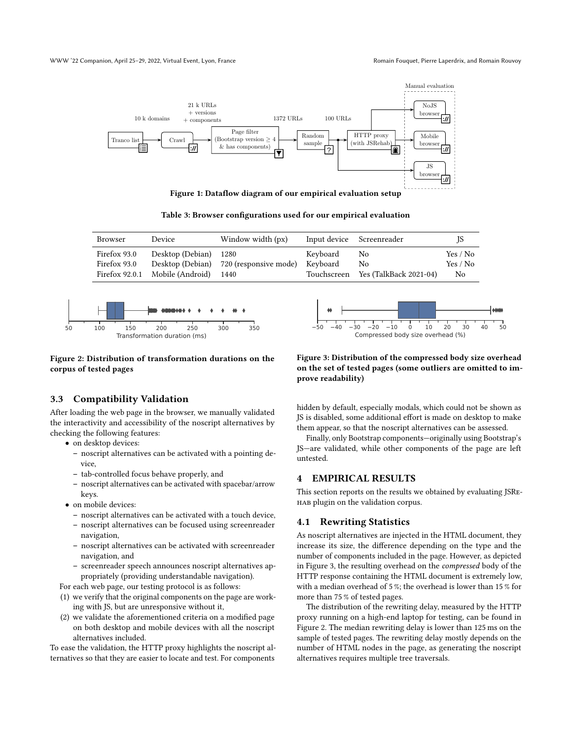Figure 1: Dataflow diagram of our empirical evaluation setup

Table 3: Browser configurations used for our empirical evaluation

| Browser | Device | Window width (px) | Input device | Screenreader | JS |
|---|---|---|---|---|---|
| Firefox 93.0 | Desktop (Debian) | 1280 | Keyboard | No | Yes / No |
| Firefox 93.0 | Desktop (Debian) | 720 (responsive mode) | Keyboard | No | Yes / No |
| Firefox 92.0.1 | Mobile (Android) | 1440 | Touchscreen | Yes (TalkBack 2021-04) | No |

Figure 2: Distribution of transformation durations on the corpus of tested pages

Figure 3: Distribution of the compressed body size overhead on the set of tested pages (some outliers are omitted to improve readability)

### 3.3 Compatibility Validation

After loading the web page in the browser, we manually validated the interactivity and accessibility of the noscript alternatives by checking the following features:

- on desktop devices:
  - noscript alternatives can be activated with a pointing device,
  - tab-controlled focus behave properly, and
  - noscript alternatives can be activated with spacebar/arrow keys.
- on mobile devices:
  - noscript alternatives can be activated with a touch device,
  - noscript alternatives can be focused using screenreader navigation,
  - noscript alternatives can be activated with screenreader navigation, and
  - screenreader speech announces noscript alternatives appropriately (providing understandable navigation).

For each web page, our testing protocol is as follows:

(1) we verify that the original components on the page are working with JS, but are unresponsive without it,
(2) we validate the aforementioned criteria on a modified page on both desktop and mobile devices with all the noscript alternatives included.

To ease the validation, the HTTP proxy highlights the noscript alternatives so that they are easier to locate and test. For components hidden by default, especially modals, which could not be shown as JS is disabled, some additional effort is made on desktop to make them appear, so that the noscript alternatives can be assessed.

Finally, only Bootstrap components—originally using Bootstrap's JS—are validated, while other components of the page are left untested.

## 4 EMPIRICAL RESULTS

This section reports on the results we obtained by evaluating JSRehab plugin on the validation corpus.

### 4.1 Rewriting Statistics

As noscript alternatives are injected in the HTML document, they increase its size, the difference depending on the type and the number of components included in the page. However, as depicted in Figure 3, the resulting overhead on the *compressed* body of the HTTP response containing the HTML document is extremely low, with a median overhead of 5 %; the overhead is lower than 15 % for more than 75 % of tested pages.

The distribution of the rewriting delay, measured by the HTTP proxy running on a high-end laptop for testing, can be found in Figure 2. The median rewriting delay is lower than 125 ms on the sample of tested pages. The rewriting delay mostly depends on the number of HTML nodes in the page, as generating the noscript alternatives requires multiple tree traversals.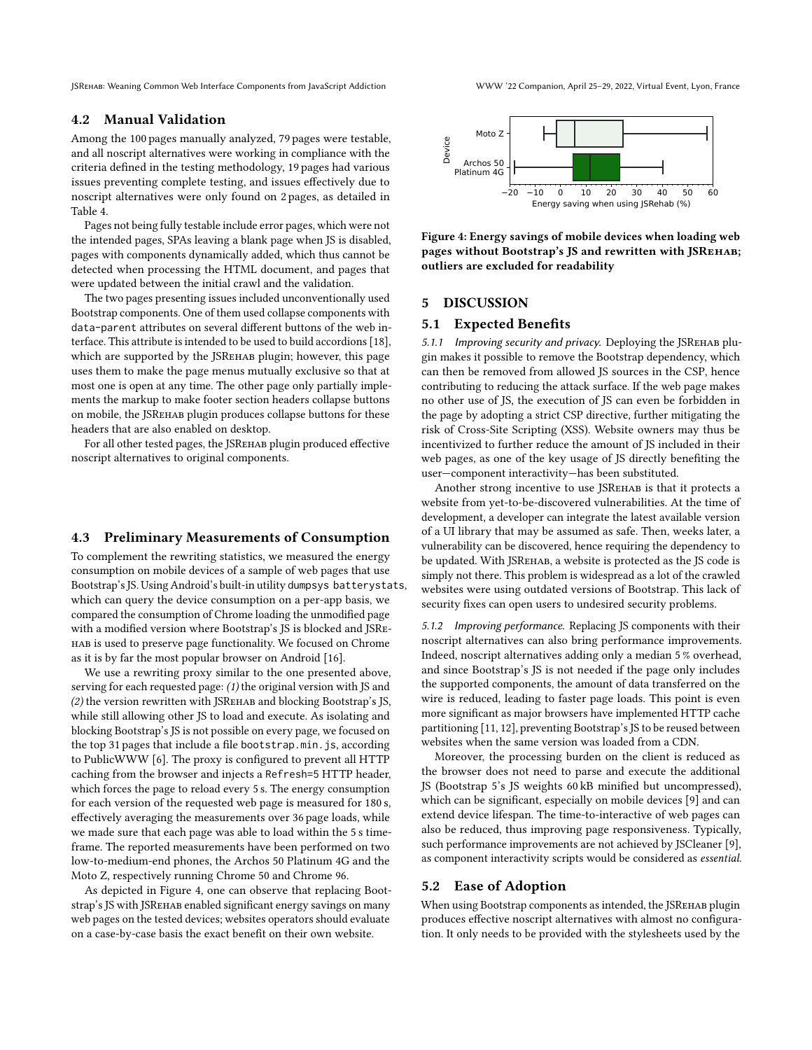### 4.2 Manual Validation

Among the 100 pages manually analyzed, 79 pages were testable, and all noscript alternatives were working in compliance with the criteria defined in the testing methodology, 19 pages had various issues preventing complete testing, and issues effectively due to noscript alternatives were only found on 2 pages, as detailed in Table 4.

Pages not being fully testable include error pages, which were not the intended pages, SPAs leaving a blank page when JS is disabled, pages with components dynamically added, which thus cannot be detected when processing the HTML document, and pages that were updated between the initial crawl and the validation.

The two pages presenting issues included unconventionally used Bootstrap components. One of them used collapse components with `data-parent` attributes on several different buttons of the web interface. This attribute is intended to be used to build accordions [18], which are supported by the JSRehab plugin; however, this page uses them to make the page menus mutually exclusive so that at most one is open at any time. The other page only partially implements the markup to make footer section headers collapse buttons on mobile, the JSRehab plugin produces collapse buttons for these headers that are also enabled on desktop.

For all other tested pages, the JSRehab plugin produced effective noscript alternatives to original components.

### 4.3 Preliminary Measurements of Consumption

To complement the rewriting statistics, we measured the energy consumption on mobile devices of a sample of web pages that use Bootstrap's JS. Using Android's built-in utility `dumpsys batterystats`, which can query the device consumption on a per-app basis, we compared the consumption of Chrome loading the unmodified page with a modified version where Bootstrap's JS is blocked and JSRehab is used to preserve page functionality. We focused on Chrome as it is by far the most popular browser on Android [16].

We use a rewriting proxy similar to the one presented above, serving for each requested page: *(1)* the original version with JS and *(2)* the version rewritten with JSRehab and blocking Bootstrap's JS, while still allowing other JS to load and execute. As isolating and blocking Bootstrap's JS is not possible on every page, we focused on the top 31 pages that include a file `bootstrap.min.js`, according to PublicWWW [6]. The proxy is configured to prevent all HTTP caching from the browser and injects a `Refresh=5` HTTP header, which forces the page to reload every 5 s. The energy consumption for each version of the requested web page is measured for 180 s, effectively averaging the measurements over 36 page loads, while we made sure that each page was able to load within the 5 s timeframe. The reported measurements have been performed on two low-to-medium-end phones, the Archos 50 Platinum 4G and the Moto Z, respectively running Chrome 50 and Chrome 96.

As depicted in Figure 4, one can observe that replacing Bootstrap's JS with JSRehab enabled significant energy savings on many web pages on the tested devices; websites operators should evaluate on a case-by-case basis the exact benefit on their own website.

**Figure 4: Energy savings of mobile devices when loading web pages without Bootstrap's JS and rewritten with JSRehab; outliers are excluded for readability**

## 5 DISCUSSION

### 5.1 Expected Benefits

*5.1.1 Improving security and privacy.* Deploying the JSRehab plugin makes it possible to remove the Bootstrap dependency, which can then be removed from allowed JS sources in the CSP, hence contributing to reducing the attack surface. If the web page makes no other use of JS, the execution of JS can even be forbidden in the page by adopting a strict CSP directive, further mitigating the risk of Cross-Site Scripting (XSS). Website owners may thus be incentivized to further reduce the amount of JS included in their web pages, as one of the key usage of JS directly benefiting the user—component interactivity—has been substituted.

Another strong incentive to use JSRehab is that it protects a website from yet-to-be-discovered vulnerabilities. At the time of development, a developer can integrate the latest available version of a UI library that may be assumed as safe. Then, weeks later, a vulnerability can be discovered, hence requiring the dependency to be updated. With JSRehab, a website is protected as the JS code is simply not there. This problem is widespread as a lot of the crawled websites were using outdated versions of Bootstrap. This lack of security fixes can open users to undesired security problems.

*5.1.2 Improving performance.* Replacing JS components with their noscript alternatives can also bring performance improvements. Indeed, noscript alternatives adding only a median 5 % overhead, and since Bootstrap's JS is not needed if the page only includes the supported components, the amount of data transferred on the wire is reduced, leading to faster page loads. This point is even more significant as major browsers have implemented HTTP cache partitioning [11, 12], preventing Bootstrap's JS to be reused between websites when the same version was loaded from a CDN.

Moreover, the processing burden on the client is reduced as the browser does not need to parse and execute the additional JS (Bootstrap 5's JS weights 60 kB minified but uncompressed), which can be significant, especially on mobile devices [9] and can extend device lifespan. The time-to-interactive of web pages can also be reduced, thus improving page responsiveness. Typically, such performance improvements are not achieved by JSCleaner [9], as component interactivity scripts would be considered as *essential*.

### 5.2 Ease of Adoption

When using Bootstrap components as intended, the JSRehab plugin produces effective noscript alternatives with almost no configuration. It only needs to be provided with the stylesheets used by the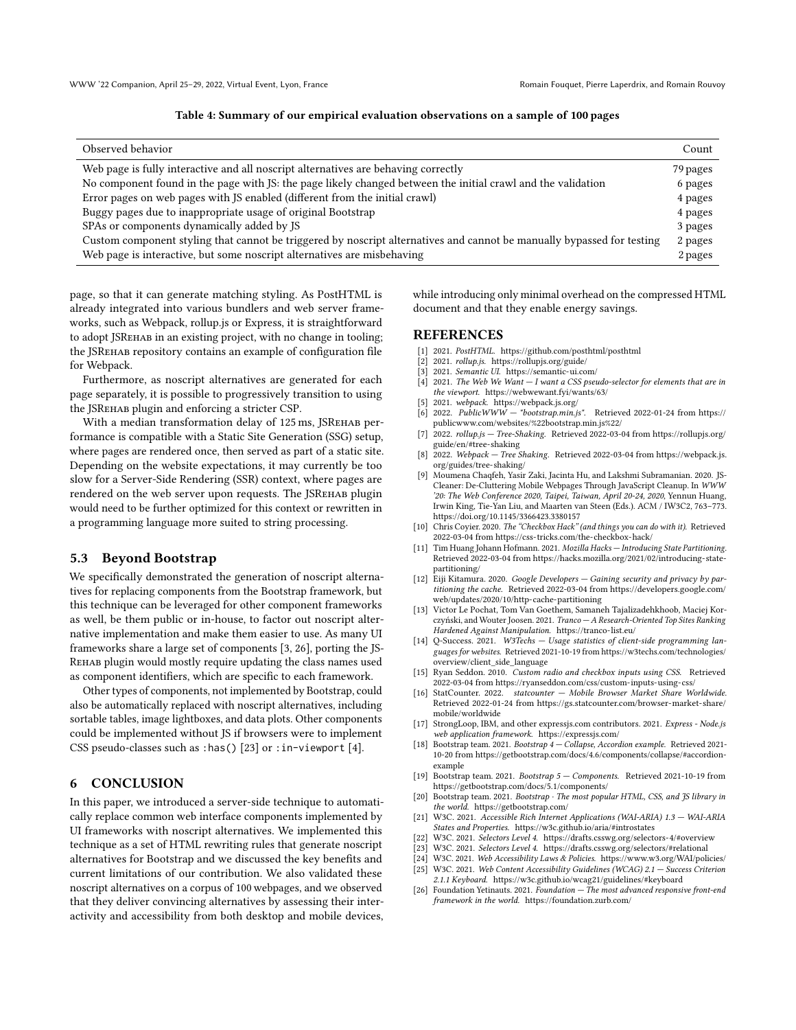**Table 4: Summary of our empirical evaluation observations on a sample of 100 pages**

| Observed behavior | Count |
| --- | --- |
| Web page is fully interactive and all noscript alternatives are behaving correctly | 79 pages |
| No component found in the page with JS: the page likely changed between the initial crawl and the validation | 6 pages |
| Error pages on web pages with JS enabled (different from the initial crawl) | 4 pages |
| Buggy pages due to inappropriate usage of original Bootstrap | 4 pages |
| SPAs or components dynamically added by JS | 3 pages |
| Custom component styling that cannot be triggered by noscript alternatives and cannot be manually bypassed for testing | 2 pages |
| Web page is interactive, but some noscript alternatives are misbehaving | 2 pages |

page, so that it can generate matching styling. As PostHTML is already integrated into various bundlers and web server frameworks, such as Webpack, rollup.js or Express, it is straightforward to adopt JSRehab in an existing project, with no change in tooling; the JSRehab repository contains an example of configuration file for Webpack.

Furthermore, as noscript alternatives are generated for each page separately, it is possible to progressively transition to using the JSRehab plugin and enforcing a stricter CSP.

With a median transformation delay of 125 ms, JSRehab performance is compatible with a Static Site Generation (SSG) setup, where pages are rendered once, then served as part of a static site. Depending on the website expectations, it may currently be too slow for a Server-Side Rendering (SSR) context, where pages are rendered on the web server upon requests. The JSRehab plugin would need to be further optimized for this context or rewritten in a programming language more suited to string processing.

### 5.3 Beyond Bootstrap

We specifically demonstrated the generation of noscript alternatives for replacing components from the Bootstrap framework, but this technique can be leveraged for other component frameworks as well, be them public or in-house, to factor out noscript alternative implementation and make them easier to use. As many UI frameworks share a large set of components [3, 26], porting the JSRehab plugin would mostly require updating the class names used as component identifiers, which are specific to each framework.

Other types of components, not implemented by Bootstrap, could also be automatically replaced with noscript alternatives, including sortable tables, image lightboxes, and data plots. Other components could be implemented without JS if browsers were to implement CSS pseudo-classes such as `:has()` [23] or `:in-viewport` [4].

## 6 CONCLUSION

In this paper, we introduced a server-side technique to automatically replace common web interface components implemented by UI frameworks with noscript alternatives. We implemented this technique as a set of HTML rewriting rules that generate noscript alternatives for Bootstrap and we discussed the key benefits and current limitations of our contribution. We also validated these noscript alternatives on a corpus of 100 webpages, and we observed that they deliver convincing alternatives by assessing their interactivity and accessibility from both desktop and mobile devices, while introducing only minimal overhead on the compressed HTML document and that they enable energy savings.

## REFERENCES

[1] 2021. *PostHTML*. https://github.com/posthtml/posthtml

[2] 2021. *rollup.js*. https://rollupjs.org/guide/

[3] 2021. *Semantic UI*. https://semantic-ui.com/

[4] 2021. *The Web We Want — I want a CSS pseudo-selector for elements that are in the viewport*. https://webwewant.fyi/wants/63/

[5] 2021. *webpack*. https://webpack.js.org/

[6] 2022. *PublicWWW — "bootstrap.min.js"*. Retrieved 2022-01-24 from https://publicwww.com/websites/%22bootstrap.min.js%22/

[7] 2022. *rollup.js — Tree-Shaking*. Retrieved 2022-03-04 from https://rollupjs.org/guide/en/#tree-shaking

[8] 2022. *Webpack — Tree Shaking*. Retrieved 2022-03-04 from https://webpack.js.org/guides/tree-shaking/

[9] Moumena Chaqfeh, Yasir Zaki, Jacinta Hu, and Lakshmi Subramanian. 2020. JSCleaner: De-Cluttering Mobile Webpages Through JavaScript Cleanup. In *WWW '20: The Web Conference 2020, Taipei, Taiwan, April 20-24, 2020*, Yennun Huang, Irwin King, Tie-Yan Liu, and Maarten van Steen (Eds.). ACM / IW3C2, 763–773. https://doi.org/10.1145/3366423.3380157

[10] Chris Coyier. 2020. *The "Checkbox Hack" (and things you can do with it)*. Retrieved 2022-03-04 from https://css-tricks.com/the-checkbox-hack/

[11] Tim Huang Johann Hofmann. 2021. *Mozilla Hacks — Introducing State Partitioning*. Retrieved 2022-03-04 from https://hacks.mozilla.org/2021/02/introducing-state-partitioning/

[12] Eiji Kitamura. 2020. *Google Developers — Gaining security and privacy by partitioning the cache*. Retrieved 2022-03-04 from https://developers.google.com/web/updates/2020/10/http-cache-partitioning

[13] Victor Le Pochat, Tom Van Goethem, Samaneh Tajalizadehkhoob, Maciej Korczyński, and Wouter Joosen. 2021. *Tranco — A Research-Oriented Top Sites Ranking Hardened Against Manipulation*. https://tranco-list.eu/

[14] Q-Success. 2021. *W3Techs — Usage statistics of client-side programming languages for websites*. Retrieved 2021-10-19 from https://w3techs.com/technologies/overview/client_side_language

[15] Ryan Seddon. 2010. *Custom radio and checkbox inputs using CSS*. Retrieved 2022-03-04 from https://ryanseddon.com/css/custom-inputs-using-css/

[16] StatCounter. 2022. *statcounter — Mobile Browser Market Share Worldwide*. Retrieved 2022-01-24 from https://gs.statcounter.com/browser-market-share/mobile/worldwide

[17] StrongLoop, IBM, and other expressjs.com contributors. 2021. *Express - Node.js web application framework*. https://expressjs.com/

[18] Bootstrap team. 2021. *Bootstrap 4 — Collapse, Accordion example*. Retrieved 2021-10-20 from https://getbootstrap.com/docs/4.6/components/collapse/#accordion-example

[19] Bootstrap team. 2021. *Bootstrap 5 — Components*. Retrieved 2021-10-19 from https://getbootstrap.com/docs/5.1/components/

[20] Bootstrap team. 2021. *Bootstrap · The most popular HTML, CSS, and JS library in the world*. https://getbootstrap.com/

[21] W3C. 2021. *Accessible Rich Internet Applications (WAI-ARIA) 1.3 — WAI-ARIA States and Properties*. https://w3c.github.io/aria/#introstates

[22] W3C. 2021. *Selectors Level 4*. https://drafts.csswg.org/selectors-4/#overview

[23] W3C. 2021. *Selectors Level 4*. https://drafts.csswg.org/selectors/#relational

[24] W3C. 2021. *Web Accessibility Laws & Policies*. https://www.w3.org/WAI/policies/

[25] W3C. 2021. *Web Content Accessibility Guidelines (WCAG) 2.1 — Success Criterion 2.1.1 Keyboard*. https://w3c.github.io/wcag21/guidelines/#keyboard

[26] Foundation Yetinauts. 2021. *Foundation — The most advanced responsive front-end framework in the world*. https://foundation.zurb.com/